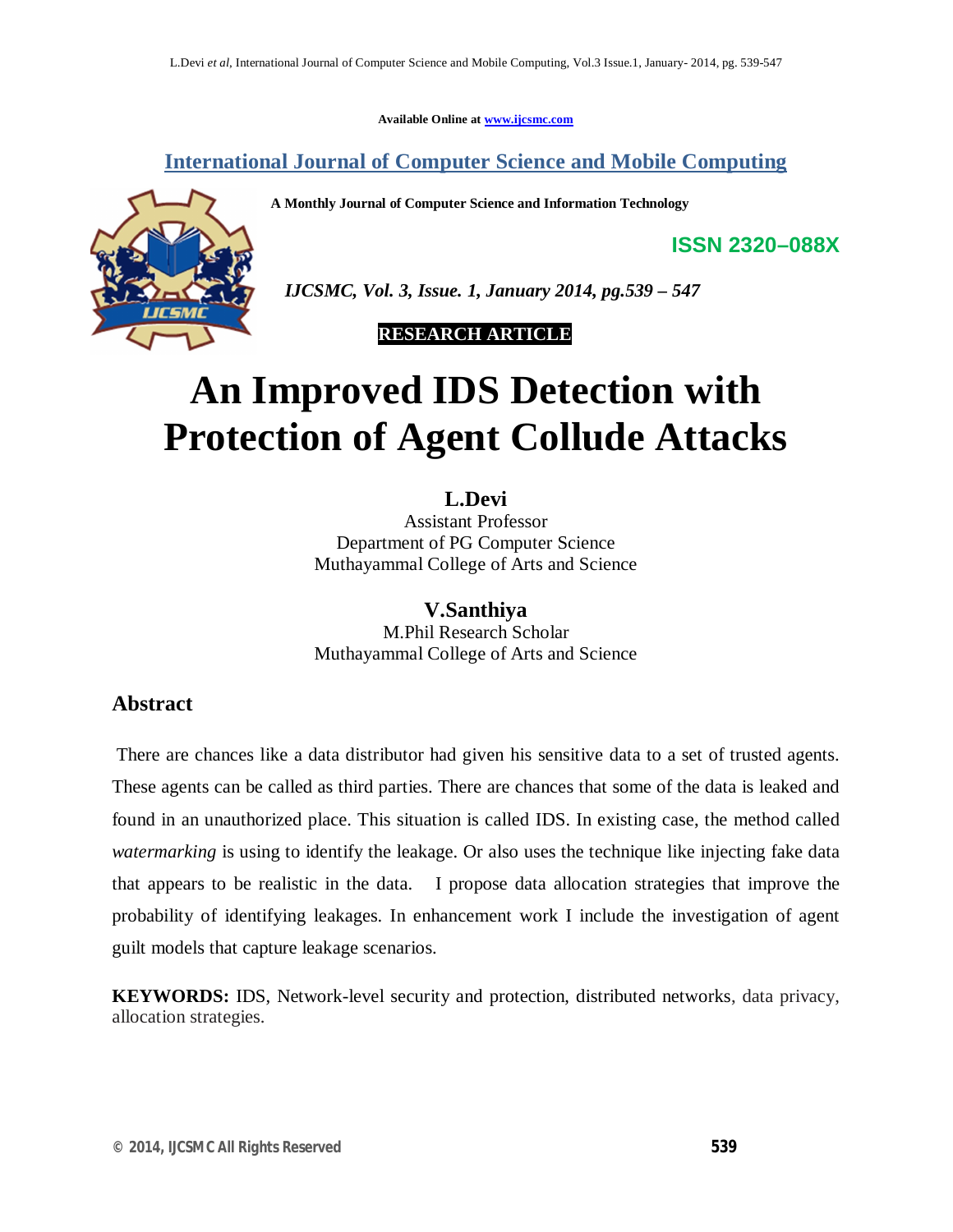Available Online at www.ijcsmc.com

**International Journal of Computer Science and Mobile Computing**

**A Monthly Journal of Computer Science and Information Technology**

**ISSN 2320–088X**

***IJCSMC, Vol. 3, Issue. 1, January 2014, pg.539 – 547***

**RESEARCH ARTICLE**

# An Improved IDS Detection with Protection of Agent Collude Attacks

**L.Devi**
Assistant Professor
Department of PG Computer Science
Muthayammal College of Arts and Science

**V.Santhiya**
M.Phil Research Scholar
Muthayammal College of Arts and Science

## Abstract

There are chances like a data distributor had given his sensitive data to a set of trusted agents. These agents can be called as third parties. There are chances that some of the data is leaked and found in an unauthorized place. This situation is called IDS. In existing case, the method called *watermarking* is using to identify the leakage. Or also uses the technique like injecting fake data that appears to be realistic in the data. I propose data allocation strategies that improve the probability of identifying leakages. In enhancement work I include the investigation of agent guilt models that capture leakage scenarios.

**KEYWORDS:** IDS, Network-level security and protection, distributed networks, data privacy, allocation strategies.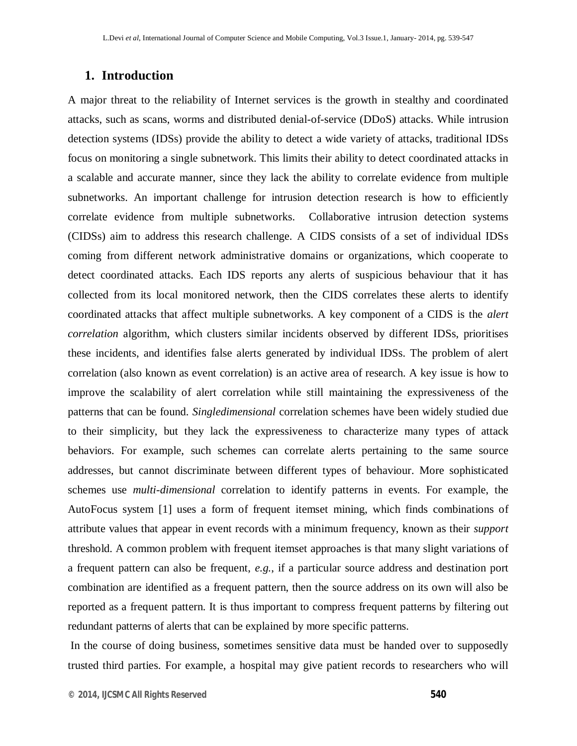## 1. Introduction

A major threat to the reliability of Internet services is the growth in stealthy and coordinated attacks, such as scans, worms and distributed denial-of-service (DDoS) attacks. While intrusion detection systems (IDSs) provide the ability to detect a wide variety of attacks, traditional IDSs focus on monitoring a single subnetwork. This limits their ability to detect coordinated attacks in a scalable and accurate manner, since they lack the ability to correlate evidence from multiple subnetworks. An important challenge for intrusion detection research is how to efficiently correlate evidence from multiple subnetworks. Collaborative intrusion detection systems (CIDSs) aim to address this research challenge. A CIDS consists of a set of individual IDSs coming from different network administrative domains or organizations, which cooperate to detect coordinated attacks. Each IDS reports any alerts of suspicious behaviour that it has collected from its local monitored network, then the CIDS correlates these alerts to identify coordinated attacks that affect multiple subnetworks. A key component of a CIDS is the *alert correlation* algorithm, which clusters similar incidents observed by different IDSs, prioritises these incidents, and identifies false alerts generated by individual IDSs. The problem of alert correlation (also known as event correlation) is an active area of research. A key issue is how to improve the scalability of alert correlation while still maintaining the expressiveness of the patterns that can be found. *Singledimensional* correlation schemes have been widely studied due to their simplicity, but they lack the expressiveness to characterize many types of attack behaviors. For example, such schemes can correlate alerts pertaining to the same source addresses, but cannot discriminate between different types of behaviour. More sophisticated schemes use *multi-dimensional* correlation to identify patterns in events. For example, the AutoFocus system [1] uses a form of frequent itemset mining, which finds combinations of attribute values that appear in event records with a minimum frequency, known as their *support* threshold. A common problem with frequent itemset approaches is that many slight variations of a frequent pattern can also be frequent, *e.g.*, if a particular source address and destination port combination are identified as a frequent pattern, then the source address on its own will also be reported as a frequent pattern. It is thus important to compress frequent patterns by filtering out redundant patterns of alerts that can be explained by more specific patterns.

In the course of doing business, sometimes sensitive data must be handed over to supposedly trusted third parties. For example, a hospital may give patient records to researchers who will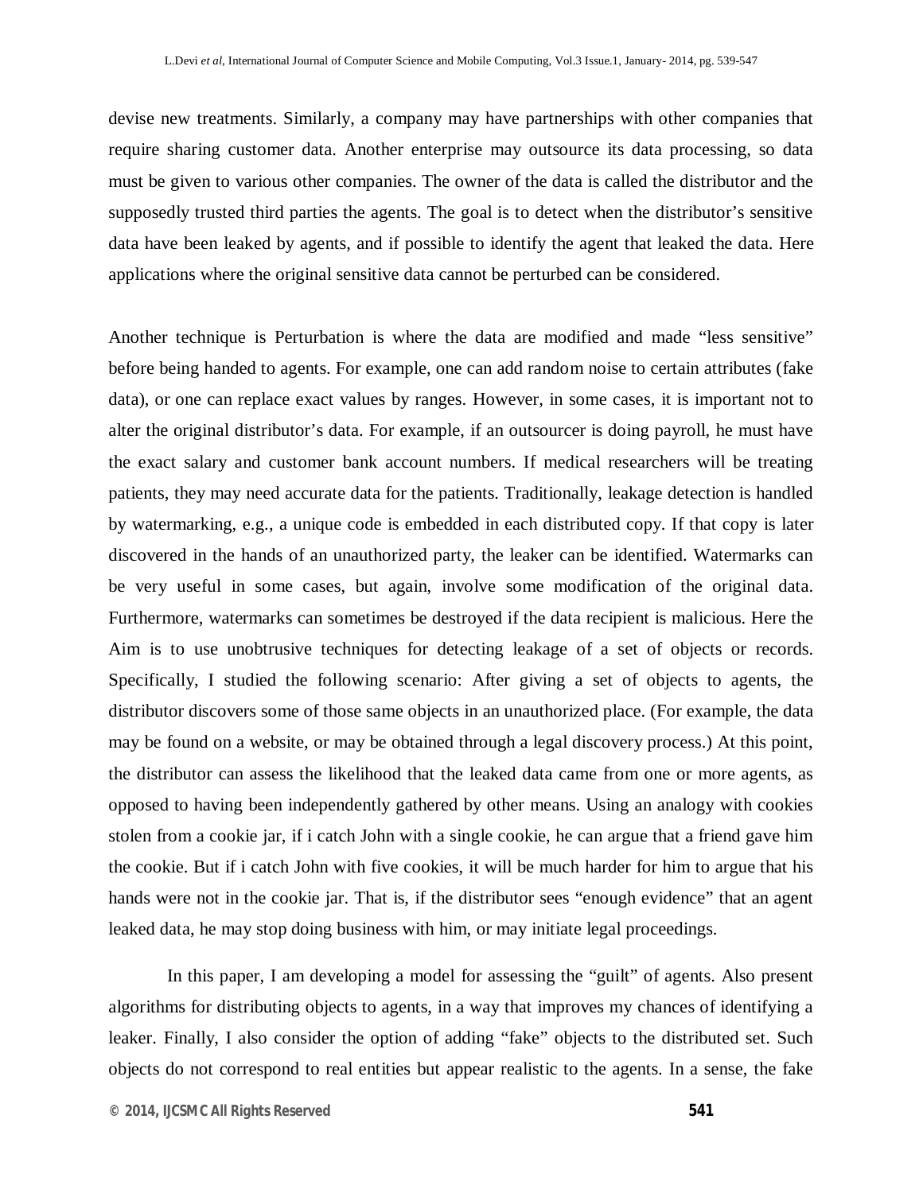devise new treatments. Similarly, a company may have partnerships with other companies that require sharing customer data. Another enterprise may outsource its data processing, so data must be given to various other companies. The owner of the data is called the distributor and the supposedly trusted third parties the agents. The goal is to detect when the distributor's sensitive data have been leaked by agents, and if possible to identify the agent that leaked the data. Here applications where the original sensitive data cannot be perturbed can be considered.

Another technique is Perturbation is where the data are modified and made "less sensitive" before being handed to agents. For example, one can add random noise to certain attributes (fake data), or one can replace exact values by ranges. However, in some cases, it is important not to alter the original distributor's data. For example, if an outsourcer is doing payroll, he must have the exact salary and customer bank account numbers. If medical researchers will be treating patients, they may need accurate data for the patients. Traditionally, leakage detection is handled by watermarking, e.g., a unique code is embedded in each distributed copy. If that copy is later discovered in the hands of an unauthorized party, the leaker can be identified. Watermarks can be very useful in some cases, but again, involve some modification of the original data. Furthermore, watermarks can sometimes be destroyed if the data recipient is malicious. Here the Aim is to use unobtrusive techniques for detecting leakage of a set of objects or records. Specifically, I studied the following scenario: After giving a set of objects to agents, the distributor discovers some of those same objects in an unauthorized place. (For example, the data may be found on a website, or may be obtained through a legal discovery process.) At this point, the distributor can assess the likelihood that the leaked data came from one or more agents, as opposed to having been independently gathered by other means. Using an analogy with cookies stolen from a cookie jar, if i catch John with a single cookie, he can argue that a friend gave him the cookie. But if i catch John with five cookies, it will be much harder for him to argue that his hands were not in the cookie jar. That is, if the distributor sees "enough evidence" that an agent leaked data, he may stop doing business with him, or may initiate legal proceedings.

In this paper, I am developing a model for assessing the "guilt" of agents. Also present algorithms for distributing objects to agents, in a way that improves my chances of identifying a leaker. Finally, I also consider the option of adding "fake" objects to the distributed set. Such objects do not correspond to real entities but appear realistic to the agents. In a sense, the fake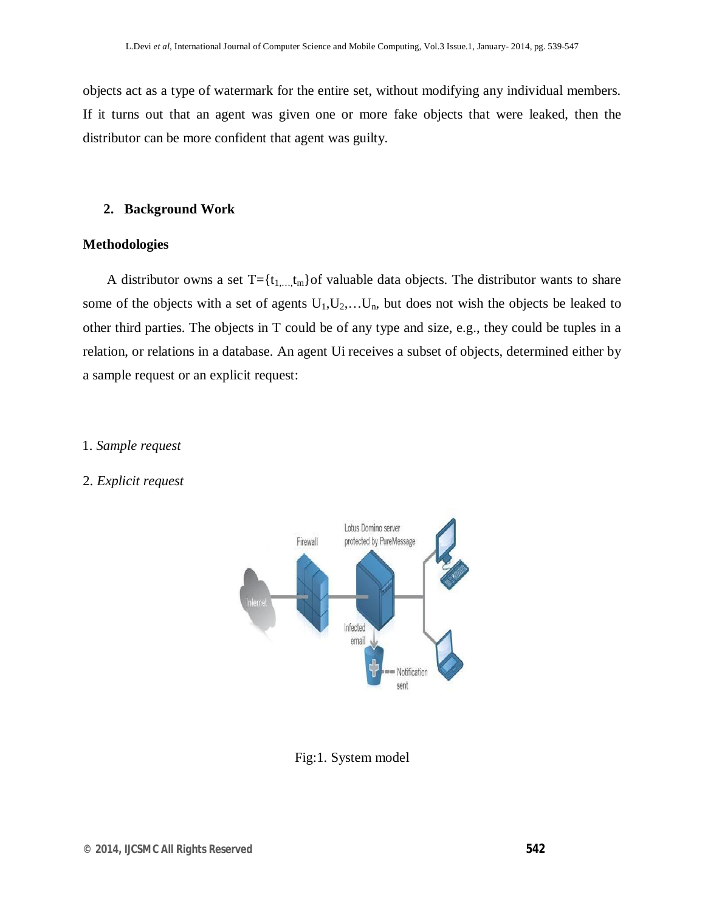objects act as a type of watermark for the entire set, without modifying any individual members. If it turns out that an agent was given one or more fake objects that were leaked, then the distributor can be more confident that agent was guilty.

## 2. Background Work

### Methodologies

A distributor owns a set $T=\{t_{1,...,}t_m\}$of valuable data objects. The distributor wants to share some of the objects with a set of agents $U_1,U_2,\ldots U_n$, but does not wish the objects be leaked to other third parties. The objects in T could be of any type and size, e.g., they could be tuples in a relation, or relations in a database. An agent Ui receives a subset of objects, determined either by a sample request or an explicit request:

1. *Sample request*
2. *Explicit request*

Fig:1. System model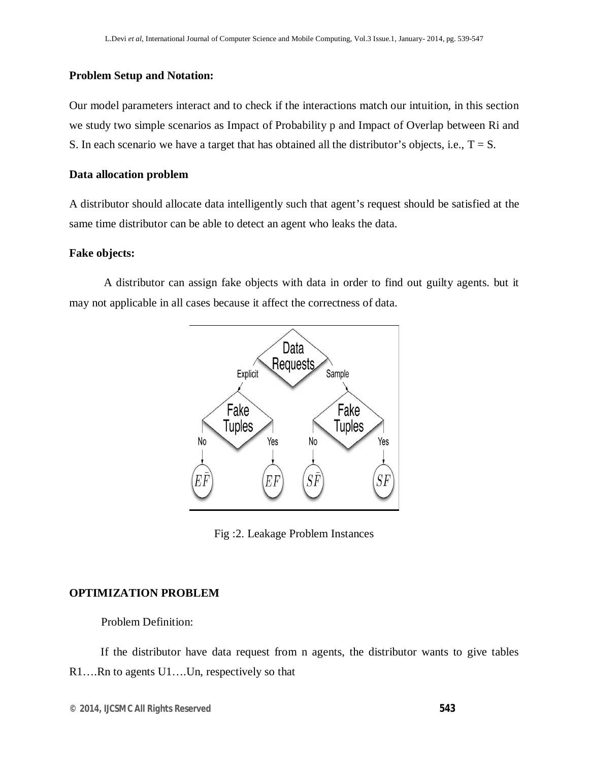**Problem Setup and Notation:**

Our model parameters interact and to check if the interactions match our intuition, in this section we study two simple scenarios as Impact of Probability p and Impact of Overlap between Ri and S. In each scenario we have a target that has obtained all the distributor's objects, i.e., T = S.

**Data allocation problem**

A distributor should allocate data intelligently such that agent's request should be satisfied at the same time distributor can be able to detect an agent who leaks the data.

**Fake objects:**

A distributor can assign fake objects with data in order to find out guilty agents. but it may not applicable in all cases because it affect the correctness of data.

Fig :2. Leakage Problem Instances

**OPTIMIZATION PROBLEM**

Problem Definition:

If the distributor have data request from n agents, the distributor wants to give tables R1….Rn to agents U1….Un, respectively so that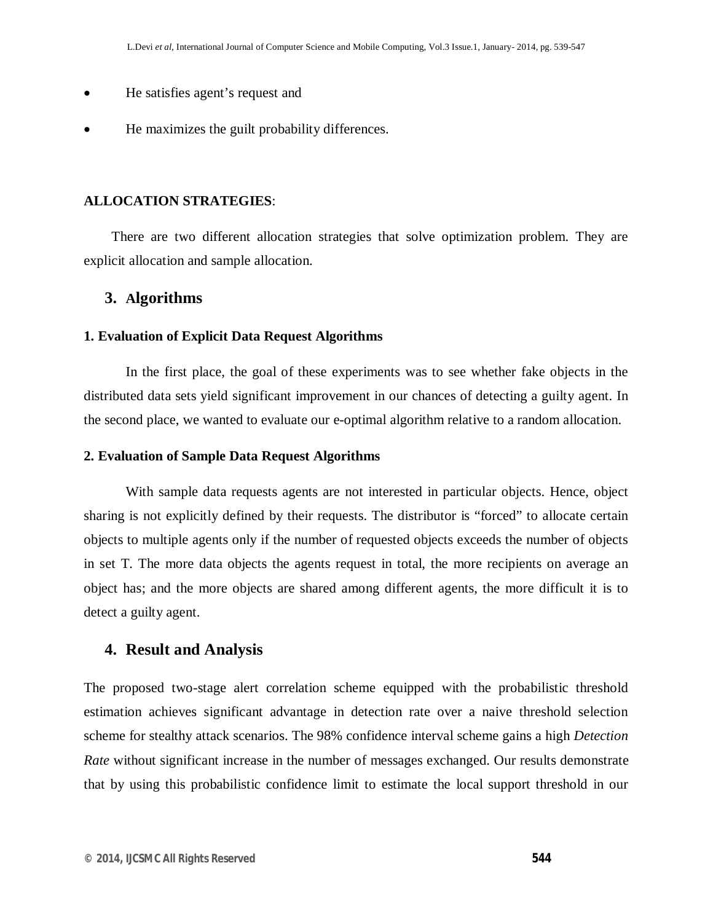- He satisfies agent's request and
- He maximizes the guilt probability differences.

**ALLOCATION STRATEGIES**:

There are two different allocation strategies that solve optimization problem. They are explicit allocation and sample allocation.

## 3. Algorithms

**1. Evaluation of Explicit Data Request Algorithms**

In the first place, the goal of these experiments was to see whether fake objects in the distributed data sets yield significant improvement in our chances of detecting a guilty agent. In the second place, we wanted to evaluate our e-optimal algorithm relative to a random allocation.

**2. Evaluation of Sample Data Request Algorithms**

With sample data requests agents are not interested in particular objects. Hence, object sharing is not explicitly defined by their requests. The distributor is "forced" to allocate certain objects to multiple agents only if the number of requested objects exceeds the number of objects in set T. The more data objects the agents request in total, the more recipients on average an object has; and the more objects are shared among different agents, the more difficult it is to detect a guilty agent.

## 4. Result and Analysis

The proposed two-stage alert correlation scheme equipped with the probabilistic threshold estimation achieves significant advantage in detection rate over a naive threshold selection scheme for stealthy attack scenarios. The 98% confidence interval scheme gains a high *Detection Rate* without significant increase in the number of messages exchanged. Our results demonstrate that by using this probabilistic confidence limit to estimate the local support threshold in our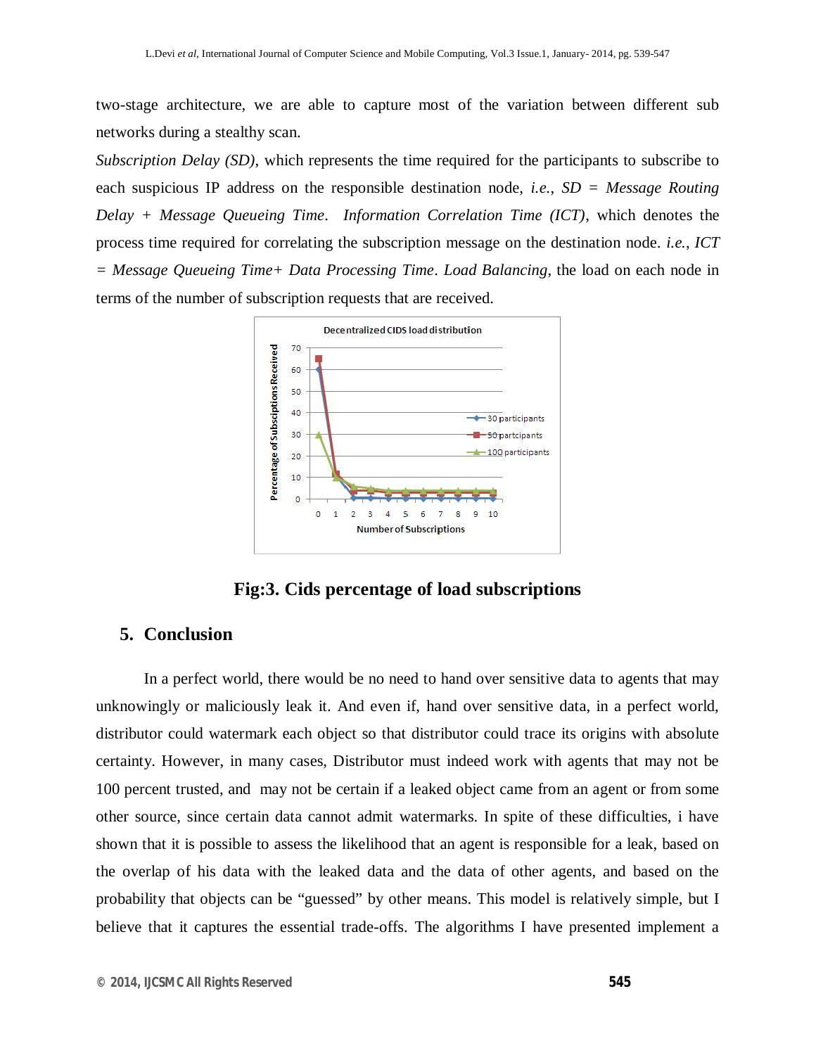two-stage architecture, we are able to capture most of the variation between different sub networks during a stealthy scan.

*Subscription Delay (SD)*, which represents the time required for the participants to subscribe to each suspicious IP address on the responsible destination node, *i.e.*, *SD = Message Routing Delay + Message Queueing Time*. *Information Correlation Time (ICT)*, which denotes the process time required for correlating the subscription message on the destination node. *i.e.*, *ICT = Message Queueing Time+ Data Processing Time*. *Load Balancing*, the load on each node in terms of the number of subscription requests that are received.

**Fig:3. Cids percentage of load subscriptions**

## 5. Conclusion

In a perfect world, there would be no need to hand over sensitive data to agents that may unknowingly or maliciously leak it. And even if, hand over sensitive data, in a perfect world, distributor could watermark each object so that distributor could trace its origins with absolute certainty. However, in many cases, Distributor must indeed work with agents that may not be 100 percent trusted, and may not be certain if a leaked object came from an agent or from some other source, since certain data cannot admit watermarks. In spite of these difficulties, i have shown that it is possible to assess the likelihood that an agent is responsible for a leak, based on the overlap of his data with the leaked data and the data of other agents, and based on the probability that objects can be "guessed" by other means. This model is relatively simple, but I believe that it captures the essential trade-offs. The algorithms I have presented implement a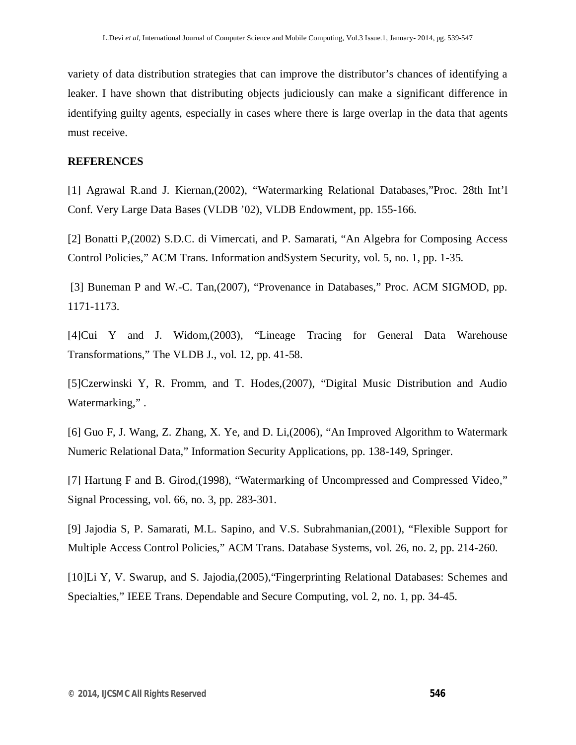variety of data distribution strategies that can improve the distributor's chances of identifying a leaker. I have shown that distributing objects judiciously can make a significant difference in identifying guilty agents, especially in cases where there is large overlap in the data that agents must receive.

## REFERENCES

[1] Agrawal R.and J. Kiernan,(2002), "Watermarking Relational Databases,"Proc. 28th Int'l Conf. Very Large Data Bases (VLDB '02), VLDB Endowment, pp. 155-166.

[2] Bonatti P,(2002) S.D.C. di Vimercati, and P. Samarati, "An Algebra for Composing Access Control Policies," ACM Trans. Information andSystem Security, vol. 5, no. 1, pp. 1-35.

[3] Buneman P and W.-C. Tan,(2007), "Provenance in Databases," Proc. ACM SIGMOD, pp. 1171-1173.

[4]Cui Y and J. Widom,(2003), "Lineage Tracing for General Data Warehouse Transformations," The VLDB J., vol. 12, pp. 41-58.

[5]Czerwinski Y, R. Fromm, and T. Hodes,(2007), "Digital Music Distribution and Audio Watermarking," .

[6] Guo F, J. Wang, Z. Zhang, X. Ye, and D. Li,(2006), "An Improved Algorithm to Watermark Numeric Relational Data," Information Security Applications, pp. 138-149, Springer.

[7] Hartung F and B. Girod,(1998), "Watermarking of Uncompressed and Compressed Video," Signal Processing, vol. 66, no. 3, pp. 283-301.

[9] Jajodia S, P. Samarati, M.L. Sapino, and V.S. Subrahmanian,(2001), "Flexible Support for Multiple Access Control Policies," ACM Trans. Database Systems, vol. 26, no. 2, pp. 214-260.

[10]Li Y, V. Swarup, and S. Jajodia,(2005),"Fingerprinting Relational Databases: Schemes and Specialties," IEEE Trans. Dependable and Secure Computing, vol. 2, no. 1, pp. 34-45.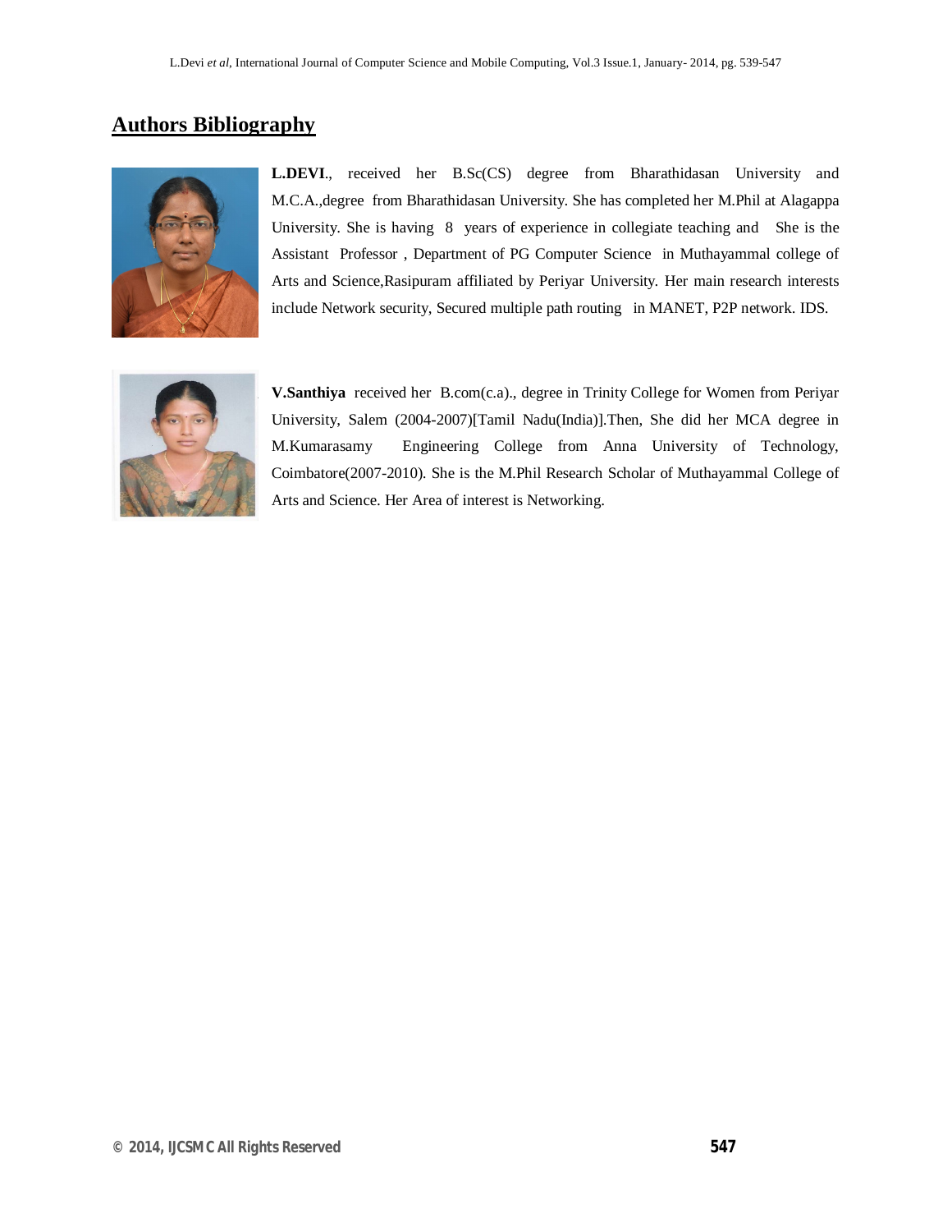## Authors Bibliography

**L.DEVI**., received her B.Sc(CS) degree from Bharathidasan University and M.C.A.,degree from Bharathidasan University. She has completed her M.Phil at Alagappa University. She is having 8 years of experience in collegiate teaching and She is the Assistant Professor , Department of PG Computer Science in Muthayammal college of Arts and Science,Rasipuram affiliated by Periyar University. Her main research interests include Network security, Secured multiple path routing in MANET, P2P network. IDS.

**V.Santhiya** received her B.com(c.a)., degree in Trinity College for Women from Periyar University, Salem (2004-2007)[Tamil Nadu(India)].Then, She did her MCA degree in M.Kumarasamy Engineering College from Anna University of Technology, Coimbatore(2007-2010). She is the M.Phil Research Scholar of Muthayammal College of Arts and Science. Her Area of interest is Networking.